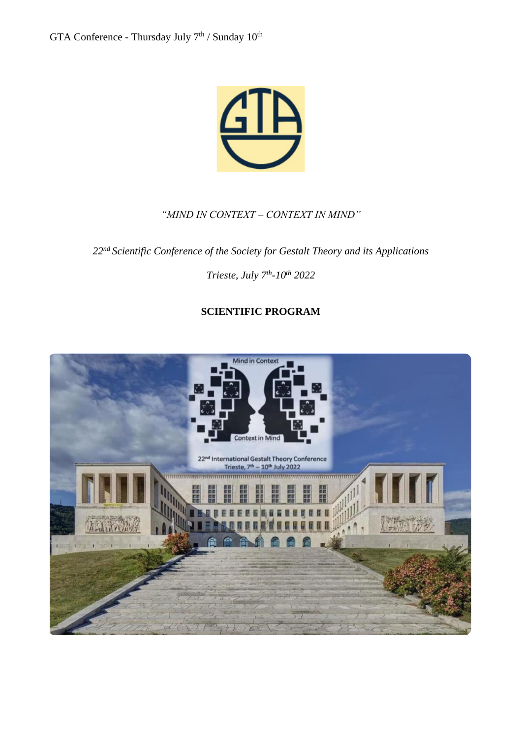GTA Conference - Thursday July 7th / Sunday 10th

*"MIND IN CONTEXT – CONTEXT IN MIND"*

*22nd Scientific Conference of the Society for Gestalt Theory and its Applications*

*Trieste, July 7th-10th 2022*

**SCIENTIFIC PROGRAM**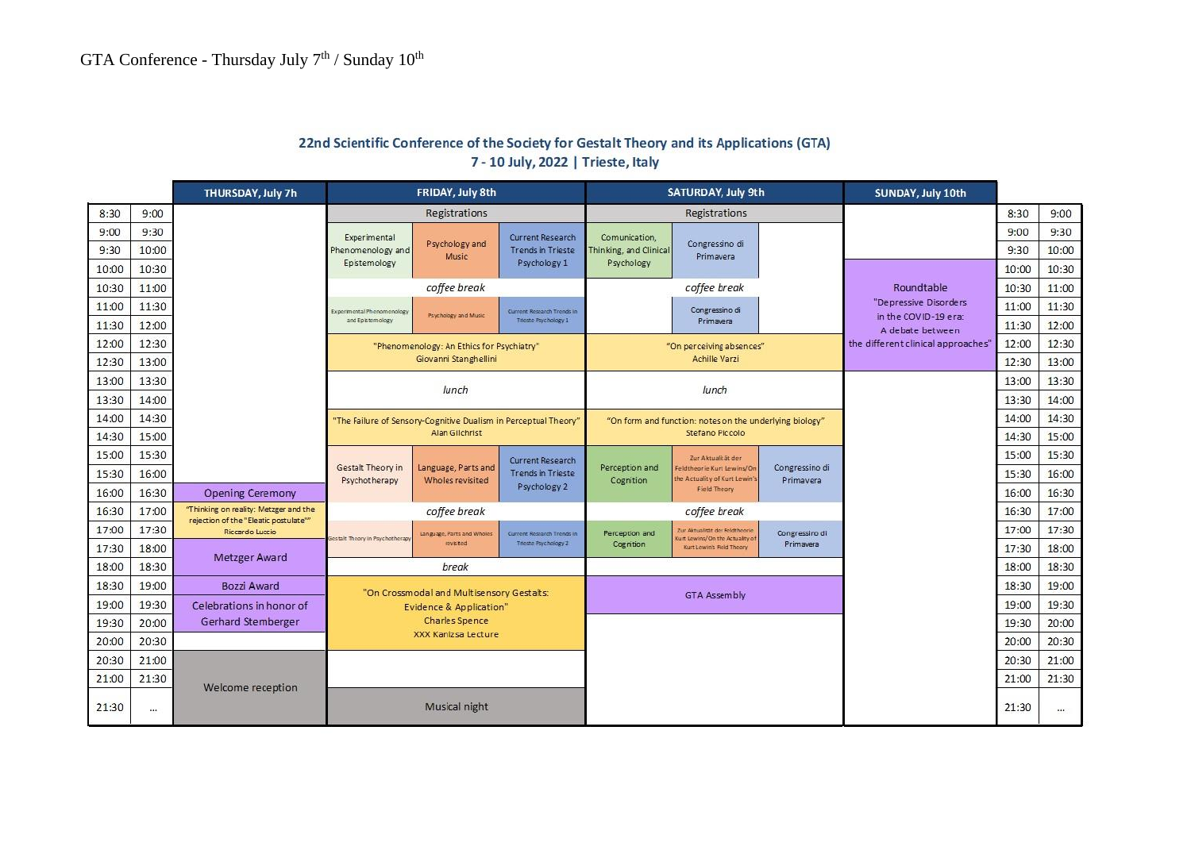GTA Conference - Thursday July 7th / Sunday 10th

## 22nd Scientific Conference of the Society for Gestalt Theory and its Applications (GTA)

### 7 - 10 July, 2022 | Trieste, Italy

| Time | | THURSDAY, July 7h | FRIDAY, July 8th | | | SATURDAY, July 9th | | | SUNDAY, July 10th | Time | |
|---|---|---|---|---|---|---|---|---|---|---|---|
| 8:30 | 9:00 | | Registrations | | | Registrations | | | | 8:30 | 9:00 |
| 9:00 | 9:30 | | Experimental Phenomenology and Epistemology | Psychology and Music | Current Research Trends in Trieste Psychology 1 | Comunication, Thinking, and Clinical Psychology | Congressino di Primavera | | | 9:00 | 9:30 |
| 9:30 | 10:00 | | | | | | | | | 9:30 | 10:00 |
| 10:00 | 10:30 | | | | | | | | Roundtable "Depressive Disorders in the COVID-19 era: A debate between the different clinical approaches" | 10:00 | 10:30 |
| 10:30 | 11:00 | | *coffee break* | | | *coffee break* | | | | 10:30 | 11:00 |
| 11:00 | 11:30 | | Experimental Phenomenology and Epistemology | Psychology and Music | Current Research Trends in Trieste Psychology 1 | | Congressino di Primavera | | | 11:00 | 11:30 |
| 11:30 | 12:00 | | | | | | | | | 11:30 | 12:00 |
| 12:00 | 12:30 | | "Phenomenology: An Ethics for Psychiatry" Giovanni Stanghellini | | | "On perceiving absences" Achille Varzi | | | | 12:00 | 12:30 |
| 12:30 | 13:00 | | | | | | | | | 12:30 | 13:00 |
| 13:00 | 13:30 | | *lunch* | | | *lunch* | | | | 13:00 | 13:30 |
| 13:30 | 14:00 | | | | | | | | | 13:30 | 14:00 |
| 14:00 | 14:30 | | "The Failure of Sensory-Cognitive Dualism in Perceptual Theory" Alan Gilchrist | | | "On form and function: notes on the underlying biology" Stefano Piccolo | | | | 14:00 | 14:30 |
| 14:30 | 15:00 | | | | | | | | | 14:30 | 15:00 |
| 15:00 | 15:30 | | Gestalt Theory in Psychotherapy | Language, Parts and Wholes revisited | Current Research Trends in Trieste Psychology 2 | Perception and Cognition | Zur Aktualität der Feldtheorie Kurt Lewins/On the Actuality of Kurt Lewin's Field Theory | Congressino di Primavera | | 15:00 | 15:30 |
| 15:30 | 16:00 | | | | | | | | | 15:30 | 16:00 |
| 16:00 | 16:30 | Opening Ceremony | | | | | | | | 16:00 | 16:30 |
| 16:30 | 17:00 | "Thinking on reality: Metzger and the rejection of the "Eleatic postulate"" Riccardo Luccio | *coffee break* | | | *coffee break* | | | | 16:30 | 17:00 |
| 17:00 | 17:30 | | Gestalt Theory in Psychotherapy | Language, Parts and Wholes revisited | Current Research Trends in Trieste Psychology 2 | Perception and Cognition | Zur Aktualität der Feldtheorie Kurt Lewins/On the Actuality of Kurt Lewin's Field Theory | Congressino di Primavera | | 17:00 | 17:30 |
| 17:30 | 18:00 | Metzger Award | | | | | | | | 17:30 | 18:00 |
| 18:00 | 18:30 | | *break* | | | | | | | 18:00 | 18:30 |
| 18:30 | 19:00 | Bozzi Award | "On Crossmodal and Multisensory Gestalts: Evidence & Application" Charles Spence XXX Kanizsa Lecture | | | GTA Assembly | | | | 18:30 | 19:00 |
| 19:00 | 19:30 | Celebrations in honor of Gerhard Stemberger | | | | | | | | 19:00 | 19:30 |
| 19:30 | 20:00 | | | | | | | | | 19:30 | 20:00 |
| 20:00 | 20:30 | | | | | | | | | 20:00 | 20:30 |
| 20:30 | 21:00 | Welcome reception | | | | | | | | 20:30 | 21:00 |
| 21:00 | 21:30 | | | | | | | | | 21:00 | 21:30 |
| 21:30 | ... | | Musical night | | | | | | | 21:30 | ... |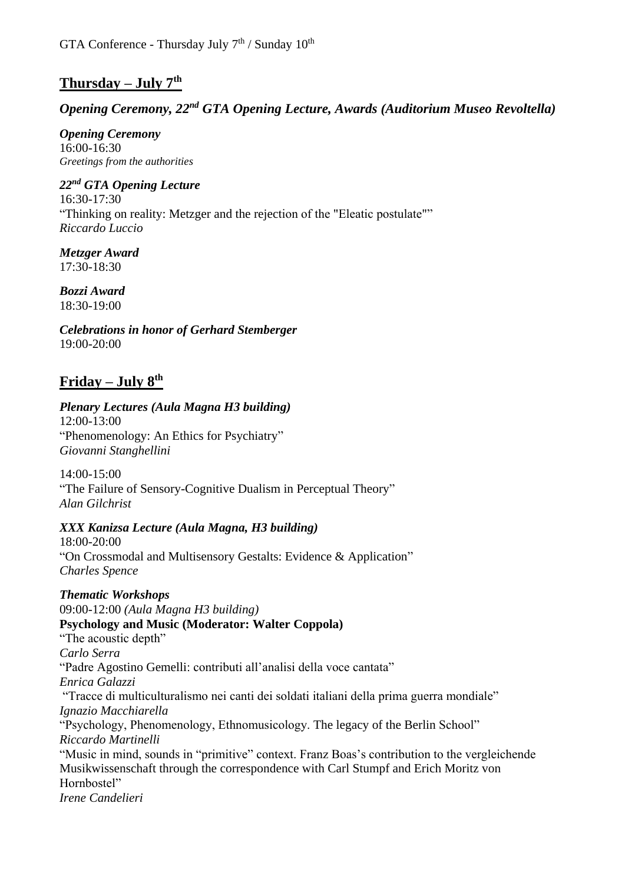GTA Conference - Thursday July 7th / Sunday 10th

## Thursday – July 7th

### *Opening Ceremony, 22nd GTA Opening Lecture, Awards (Auditorium Museo Revoltella)*

***Opening Ceremony***
16:00-16:30
*Greetings from the authorities*

***22nd GTA Opening Lecture***
16:30-17:30
"Thinking on reality: Metzger and the rejection of the "Eleatic postulate""
*Riccardo Luccio*

***Metzger Award***
17:30-18:30

***Bozzi Award***
18:30-19:00

***Celebrations in honor of Gerhard Stemberger***
19:00-20:00

## Friday – July 8th

***Plenary Lectures (Aula Magna H3 building)***
12:00-13:00
"Phenomenology: An Ethics for Psychiatry"
*Giovanni Stanghellini*

14:00-15:00
"The Failure of Sensory-Cognitive Dualism in Perceptual Theory"
*Alan Gilchrist*

***XXX Kanizsa Lecture (Aula Magna, H3 building)***
18:00-20:00
"On Crossmodal and Multisensory Gestalts: Evidence & Application"
*Charles Spence*

***Thematic Workshops***
09:00-12:00 *(Aula Magna H3 building)*
**Psychology and Music (Moderator: Walter Coppola)**
"The acoustic depth"
*Carlo Serra*
"Padre Agostino Gemelli: contributi all'analisi della voce cantata"
*Enrica Galazzi*
"Tracce di multiculturalismo nei canti dei soldati italiani della prima guerra mondiale"
*Ignazio Macchiarella*
"Psychology, Phenomenology, Ethnomusicology. The legacy of the Berlin School"
*Riccardo Martinelli*
"Music in mind, sounds in "primitive" context. Franz Boas's contribution to the vergleichende Musikwissenschaft through the correspondence with Carl Stumpf and Erich Moritz von Hornbostel"
*Irene Candelieri*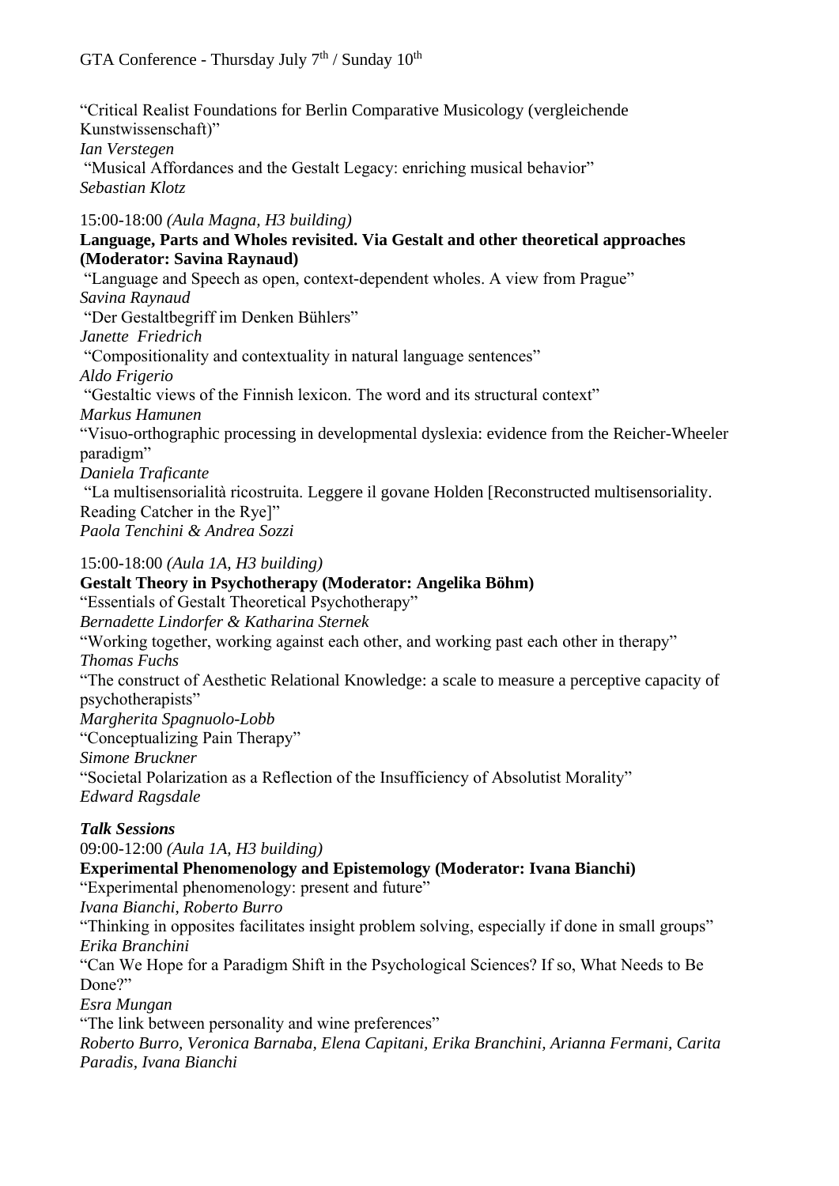"Critical Realist Foundations for Berlin Comparative Musicology (vergleichende Kunstwissenschaft)"
*Ian Verstegen*
"Musical Affordances and the Gestalt Legacy: enriching musical behavior"
*Sebastian Klotz*

15:00-18:00 *(Aula Magna, H3 building)*
**Language, Parts and Wholes revisited. Via Gestalt and other theoretical approaches (Moderator: Savina Raynaud)**
"Language and Speech as open, context-dependent wholes. A view from Prague"
*Savina Raynaud*
"Der Gestaltbegriff im Denken Bühlers"
*Janette Friedrich*
"Compositionality and contextuality in natural language sentences"
*Aldo Frigerio*
"Gestaltic views of the Finnish lexicon. The word and its structural context"
*Markus Hamunen*
"Visuo-orthographic processing in developmental dyslexia: evidence from the Reicher-Wheeler paradigm"
*Daniela Traficante*
"La multisensorialità ricostruita. Leggere il govane Holden [Reconstructed multisensoriality. Reading Catcher in the Rye]"
*Paola Tenchini & Andrea Sozzi*

15:00-18:00 *(Aula 1A, H3 building)*
**Gestalt Theory in Psychotherapy (Moderator: Angelika Böhm)**
"Essentials of Gestalt Theoretical Psychotherapy"
*Bernadette Lindorfer & Katharina Sternek*
"Working together, working against each other, and working past each other in therapy"
*Thomas Fuchs*
"The construct of Aesthetic Relational Knowledge: a scale to measure a perceptive capacity of psychotherapists"
*Margherita Spagnuolo-Lobb*
"Conceptualizing Pain Therapy"
*Simone Bruckner*
"Societal Polarization as a Reflection of the Insufficiency of Absolutist Morality"
*Edward Ragsdale*

***Talk Sessions***
09:00-12:00 *(Aula 1A, H3 building)*
**Experimental Phenomenology and Epistemology (Moderator: Ivana Bianchi)**
"Experimental phenomenology: present and future"
*Ivana Bianchi, Roberto Burro*
"Thinking in opposites facilitates insight problem solving, especially if done in small groups"
*Erika Branchini*
"Can We Hope for a Paradigm Shift in the Psychological Sciences? If so, What Needs to Be Done?"
*Esra Mungan*
"The link between personality and wine preferences"
*Roberto Burro, Veronica Barnaba, Elena Capitani, Erika Branchini, Arianna Fermani, Carita Paradis, Ivana Bianchi*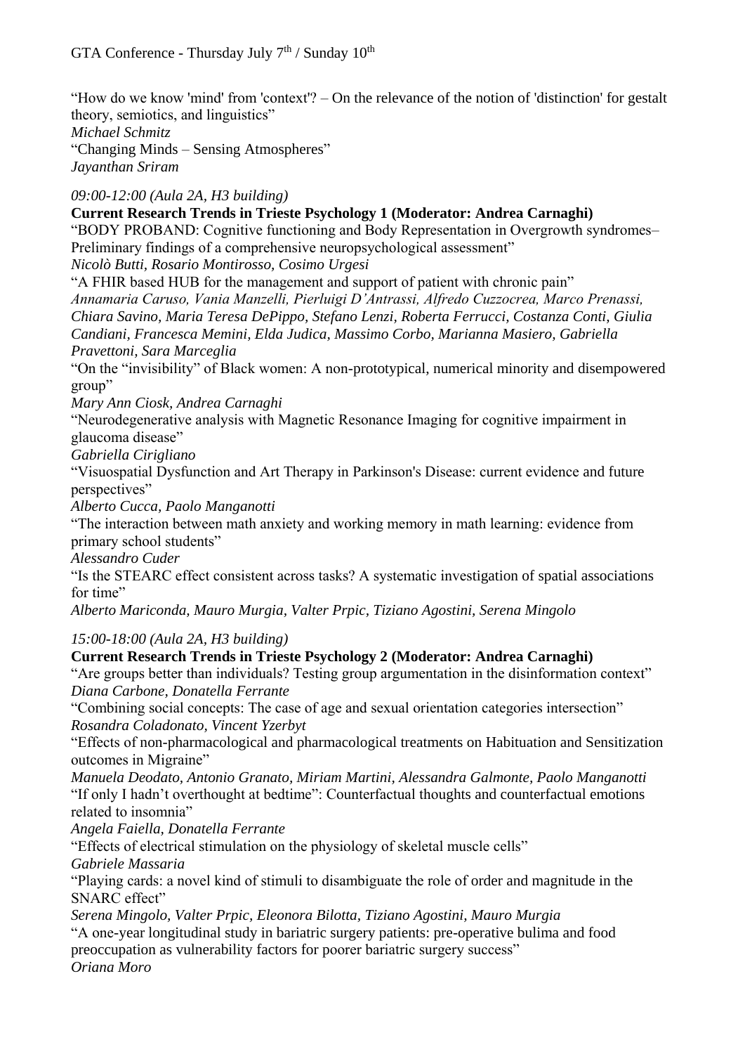“How do we know 'mind' from 'context'? – On the relevance of the notion of 'distinction' for gestalt theory, semiotics, and linguistics”
*Michael Schmitz*
“Changing Minds – Sensing Atmospheres”
*Jayanthan Sriram*

*09:00-12:00 (Aula 2A, H3 building)*
**Current Research Trends in Trieste Psychology 1 (Moderator: Andrea Carnaghi)**
“BODY PROBAND: Cognitive functioning and Body Representation in Overgrowth syndromes– Preliminary findings of a comprehensive neuropsychological assessment”
*Nicolò Butti, Rosario Montirosso, Cosimo Urgesi*
“A FHIR based HUB for the management and support of patient with chronic pain”
*Annamaria Caruso, Vania Manzelli, Pierluigi D’Antrassi, Alfredo Cuzzocrea, Marco Prenassi, Chiara Savino, Maria Teresa DePippo, Stefano Lenzi, Roberta Ferrucci, Costanza Conti, Giulia Candiani, Francesca Memini, Elda Judica, Massimo Corbo, Marianna Masiero, Gabriella Pravettoni, Sara Marceglia*
“On the “invisibility” of Black women: A non-prototypical, numerical minority and disempowered group”
*Mary Ann Ciosk, Andrea Carnaghi*
“Neurodegenerative analysis with Magnetic Resonance Imaging for cognitive impairment in glaucoma disease”
*Gabriella Cirigliano*
“Visuospatial Dysfunction and Art Therapy in Parkinson's Disease: current evidence and future perspectives”
*Alberto Cucca, Paolo Manganotti*
“The interaction between math anxiety and working memory in math learning: evidence from primary school students”
*Alessandro Cuder*
“Is the STEARC effect consistent across tasks? A systematic investigation of spatial associations for time”
*Alberto Mariconda, Mauro Murgia, Valter Prpic, Tiziano Agostini, Serena Mingolo*

*15:00-18:00 (Aula 2A, H3 building)*
**Current Research Trends in Trieste Psychology 2 (Moderator: Andrea Carnaghi)**
“Are groups better than individuals? Testing group argumentation in the disinformation context”
*Diana Carbone, Donatella Ferrante*
“Combining social concepts: The case of age and sexual orientation categories intersection”
*Rosandra Coladonato, Vincent Yzerbyt*
“Effects of non-pharmacological and pharmacological treatments on Habituation and Sensitization outcomes in Migraine”
*Manuela Deodato, Antonio Granato, Miriam Martini, Alessandra Galmonte, Paolo Manganotti*
“If only I hadn’t overthought at bedtime”: Counterfactual thoughts and counterfactual emotions related to insomnia”
*Angela Faiella, Donatella Ferrante*
“Effects of electrical stimulation on the physiology of skeletal muscle cells”
*Gabriele Massaria*
“Playing cards: a novel kind of stimuli to disambiguate the role of order and magnitude in the SNARC effect”
*Serena Mingolo, Valter Prpic, Eleonora Bilotta, Tiziano Agostini, Mauro Murgia*
“A one-year longitudinal study in bariatric surgery patients: pre-operative bulima and food preoccupation as vulnerability factors for poorer bariatric surgery success”
*Oriana Moro*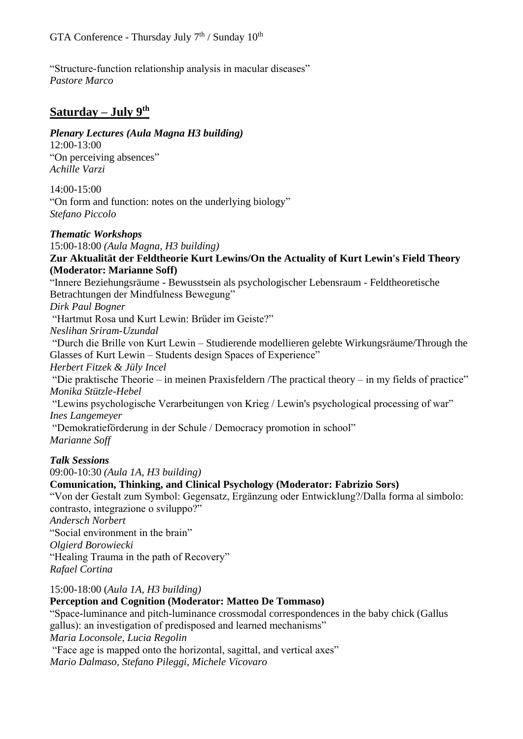"Structure-function relationship analysis in macular diseases"
*Pastore Marco*

## Saturday – July 9th

***Plenary Lectures (Aula Magna H3 building)***
12:00-13:00
"On perceiving absences"
*Achille Varzi*

14:00-15:00
"On form and function: notes on the underlying biology"
*Stefano Piccolo*

***Thematic Workshops***
15:00-18:00 *(Aula Magna, H3 building)*
**Zur Aktualität der Feldtheorie Kurt Lewins/On the Actuality of Kurt Lewin's Field Theory (Moderator: Marianne Soff)**
"Innere Beziehungsräume - Bewusstsein als psychologischer Lebensraum - Feldtheoretische Betrachtungen der Mindfulness Bewegung"
*Dirk Paul Bogner*
"Hartmut Rosa und Kurt Lewin: Brüder im Geiste?"
*Neslihan Sriram-Uzundal*
"Durch die Brille von Kurt Lewin – Studierende modellieren gelebte Wirkungsräume/Through the Glasses of Kurt Lewin – Students design Spaces of Experience"
*Herbert Fitzek & Jüly Incel*
"Die praktische Theorie – in meinen Praxisfeldern /The practical theory – in my fields of practice"
*Monika Stützle-Hebel*
"Lewins psychologische Verarbeitungen von Krieg / Lewin's psychological processing of war"
*Ines Langemeyer*
"Demokratieförderung in der Schule / Democracy promotion in school"
*Marianne Soff*

***Talk Sessions***
09:00-10:30 *(Aula 1A, H3 building)*
**Comunication, Thinking, and Clinical Psychology (Moderator: Fabrizio Sors)**
"Von der Gestalt zum Symbol: Gegensatz, Ergänzung oder Entwicklung?/Dalla forma al simbolo: contrasto, integrazione o sviluppo?"
*Andersch Norbert*
"Social environment in the brain"
*Olgierd Borowiecki*
"Healing Trauma in the path of Recovery"
*Rafael Cortina*

15:00-18:00 (*Aula 1A, H3 building)*
**Perception and Cognition (Moderator: Matteo De Tommaso)**
"Space-luminance and pitch-luminance crossmodal correspondences in the baby chick (Gallus gallus): an investigation of predisposed and learned mechanisms"
*Maria Loconsole, Lucia Regolin*
"Face age is mapped onto the horizontal, sagittal, and vertical axes"
*Mario Dalmaso, Stefano Pileggi, Michele Vicovaro*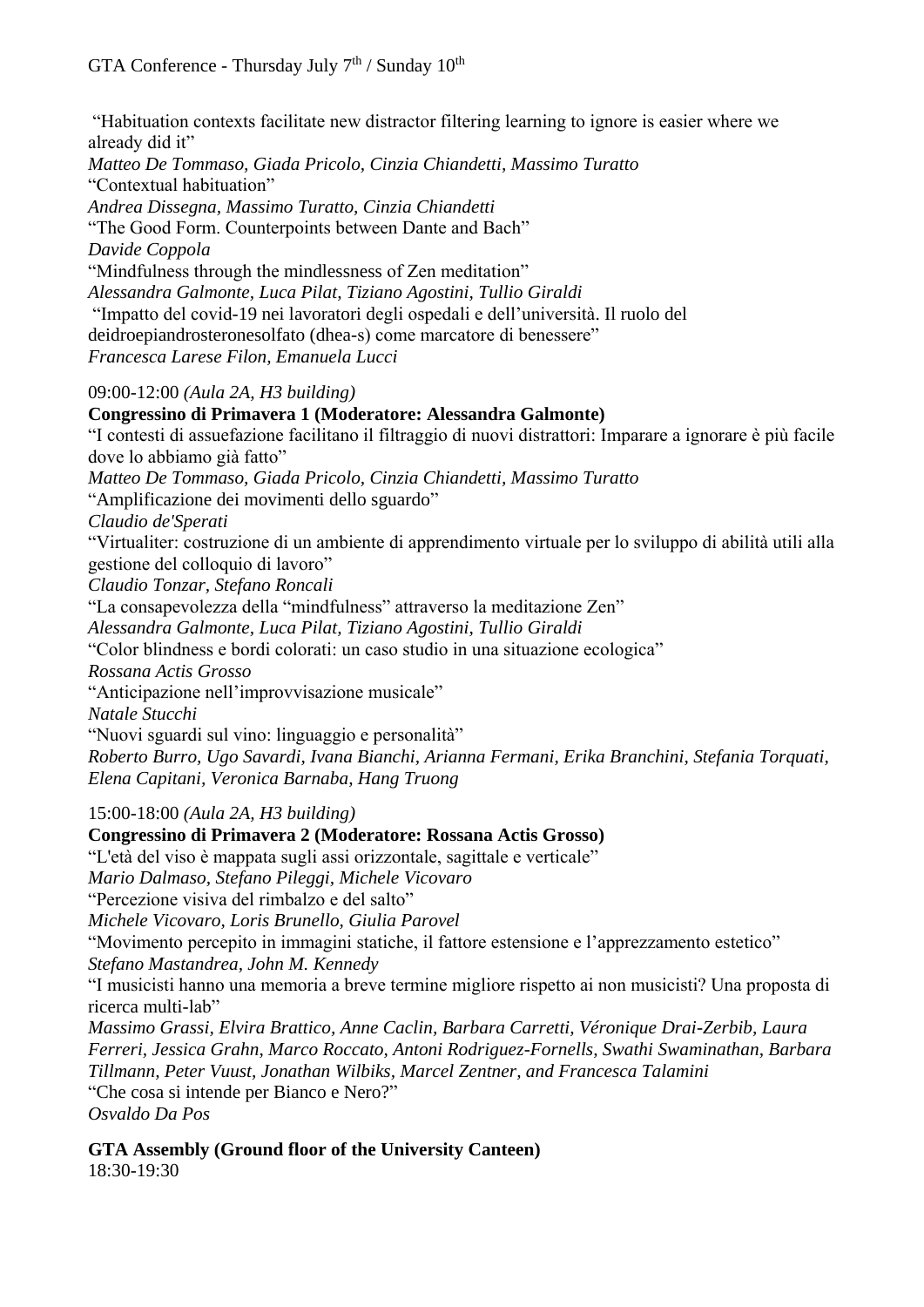"Habituation contexts facilitate new distractor filtering learning to ignore is easier where we already did it"
*Matteo De Tommaso, Giada Pricolo, Cinzia Chiandetti, Massimo Turatto*
"Contextual habituation"
*Andrea Dissegna, Massimo Turatto, Cinzia Chiandetti*
"The Good Form. Counterpoints between Dante and Bach"
*Davide Coppola*
"Mindfulness through the mindlessness of Zen meditation"
*Alessandra Galmonte, Luca Pilat, Tiziano Agostini, Tullio Giraldi*
"Impatto del covid-19 nei lavoratori degli ospedali e dell'università. Il ruolo del deidroepiandrosteronesolfato (dhea-s) come marcatore di benessere"
*Francesca Larese Filon, Emanuela Lucci*

09:00-12:00 *(Aula 2A, H3 building)*
**Congressino di Primavera 1 (Moderatore: Alessandra Galmonte)**
"I contesti di assuefazione facilitano il filtraggio di nuovi distrattori: Imparare a ignorare è più facile dove lo abbiamo già fatto"
*Matteo De Tommaso, Giada Pricolo, Cinzia Chiandetti, Massimo Turatto*
"Amplificazione dei movimenti dello sguardo"
*Claudio de'Sperati*
"Virtualiter: costruzione di un ambiente di apprendimento virtuale per lo sviluppo di abilità utili alla gestione del colloquio di lavoro"
*Claudio Tonzar, Stefano Roncali*
"La consapevolezza della "mindfulness" attraverso la meditazione Zen"
*Alessandra Galmonte, Luca Pilat, Tiziano Agostini, Tullio Giraldi*
"Color blindness e bordi colorati: un caso studio in una situazione ecologica"
*Rossana Actis Grosso*
"Anticipazione nell'improvvisazione musicale"
*Natale Stucchi*
"Nuovi sguardi sul vino: linguaggio e personalità"
*Roberto Burro, Ugo Savardi, Ivana Bianchi, Arianna Fermani, Erika Branchini, Stefania Torquati, Elena Capitani, Veronica Barnaba, Hang Truong*

15:00-18:00 *(Aula 2A, H3 building)*
**Congressino di Primavera 2 (Moderatore: Rossana Actis Grosso)**
"L'età del viso è mappata sugli assi orizzontale, sagittale e verticale"
*Mario Dalmaso, Stefano Pileggi, Michele Vicovaro*
"Percezione visiva del rimbalzo e del salto"
*Michele Vicovaro, Loris Brunello, Giulia Parovel*
"Movimento percepito in immagini statiche, il fattore estensione e l'apprezzamento estetico"
*Stefano Mastandrea, John M. Kennedy*
"I musicisti hanno una memoria a breve termine migliore rispetto ai non musicisti? Una proposta di ricerca multi-lab"
*Massimo Grassi, Elvira Brattico, Anne Caclin, Barbara Carretti, Véronique Drai-Zerbib, Laura Ferreri, Jessica Grahn, Marco Roccato, Antoni Rodriguez-Fornells, Swathi Swaminathan, Barbara Tillmann, Peter Vuust, Jonathan Wilbiks, Marcel Zentner, and Francesca Talamini*
"Che cosa si intende per Bianco e Nero?"
*Osvaldo Da Pos*

**GTA Assembly (Ground floor of the University Canteen)**
18:30-19:30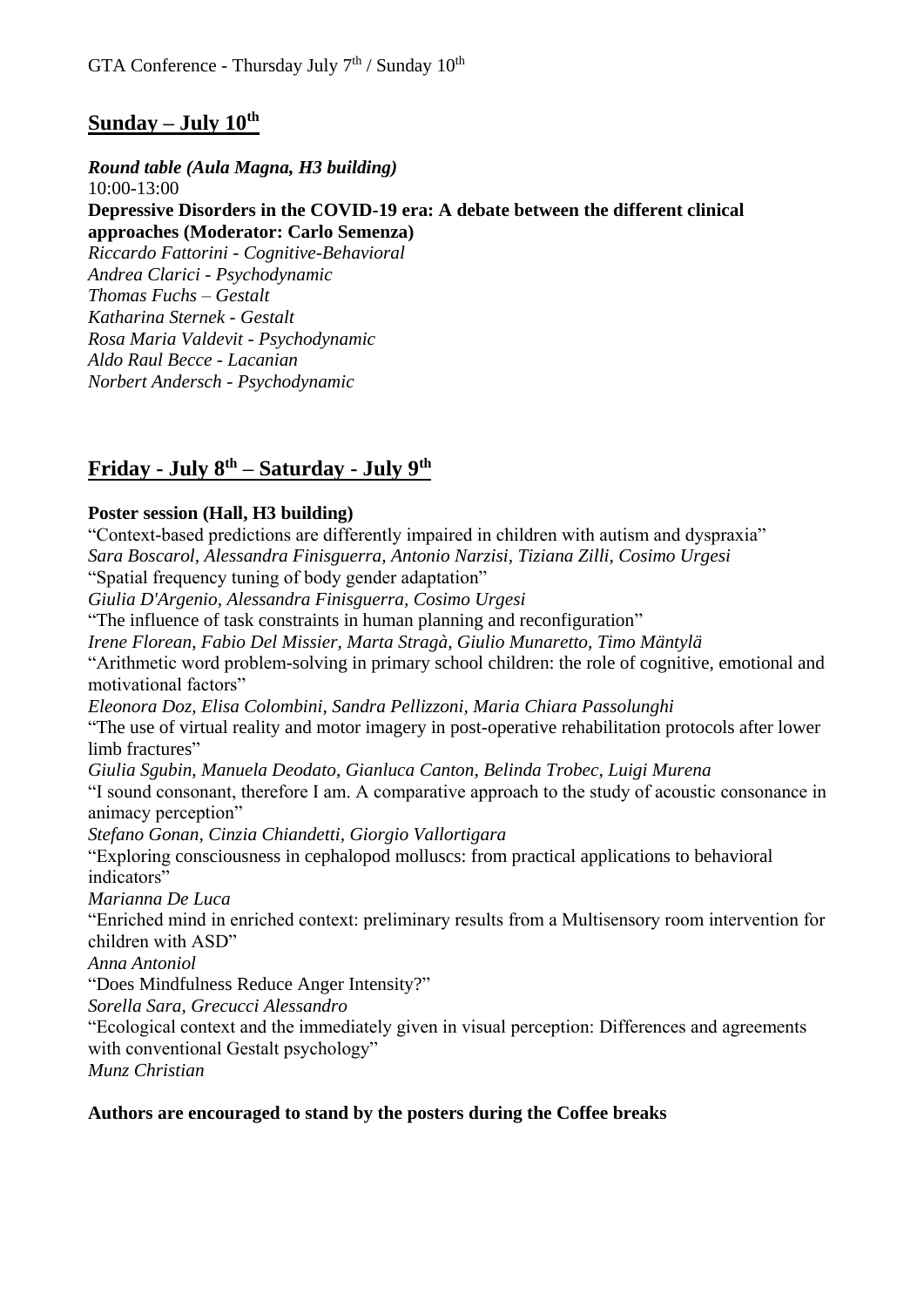## Sunday – July 10th

***Round table (Aula Magna, H3 building)***
10:00-13:00
**Depressive Disorders in the COVID-19 era: A debate between the different clinical approaches (Moderator: Carlo Semenza)**
*Riccardo Fattorini - Cognitive-Behavioral*
*Andrea Clarici - Psychodynamic*
*Thomas Fuchs – Gestalt*
*Katharina Sternek - Gestalt*
*Rosa Maria Valdevit - Psychodynamic*
*Aldo Raul Becce - Lacanian*
*Norbert Andersch - Psychodynamic*

## Friday - July 8th – Saturday - July 9th

**Poster session (Hall, H3 building)**

"Context-based predictions are differently impaired in children with autism and dyspraxia"
*Sara Boscarol, Alessandra Finisguerra, Antonio Narzisi, Tiziana Zilli, Cosimo Urgesi*

"Spatial frequency tuning of body gender adaptation"
*Giulia D'Argenio, Alessandra Finisguerra, Cosimo Urgesi*

"The influence of task constraints in human planning and reconfiguration"
*Irene Florean, Fabio Del Missier, Marta Stragà, Giulio Munaretto, Timo Mäntylä*

"Arithmetic word problem-solving in primary school children: the role of cognitive, emotional and motivational factors"
*Eleonora Doz, Elisa Colombini, Sandra Pellizzoni, Maria Chiara Passolunghi*

"The use of virtual reality and motor imagery in post-operative rehabilitation protocols after lower limb fractures"
*Giulia Sgubin, Manuela Deodato, Gianluca Canton, Belinda Trobec, Luigi Murena*

"I sound consonant, therefore I am. A comparative approach to the study of acoustic consonance in animacy perception"
*Stefano Gonan, Cinzia Chiandetti, Giorgio Vallortigara*

"Exploring consciousness in cephalopod molluscs: from practical applications to behavioral indicators"
*Marianna De Luca*

"Enriched mind in enriched context: preliminary results from a Multisensory room intervention for children with ASD"
*Anna Antoniol*

"Does Mindfulness Reduce Anger Intensity?"
*Sorella Sara, Grecucci Alessandro*

"Ecological context and the immediately given in visual perception: Differences and agreements with conventional Gestalt psychology"
*Munz Christian*

**Authors are encouraged to stand by the posters during the Coffee breaks**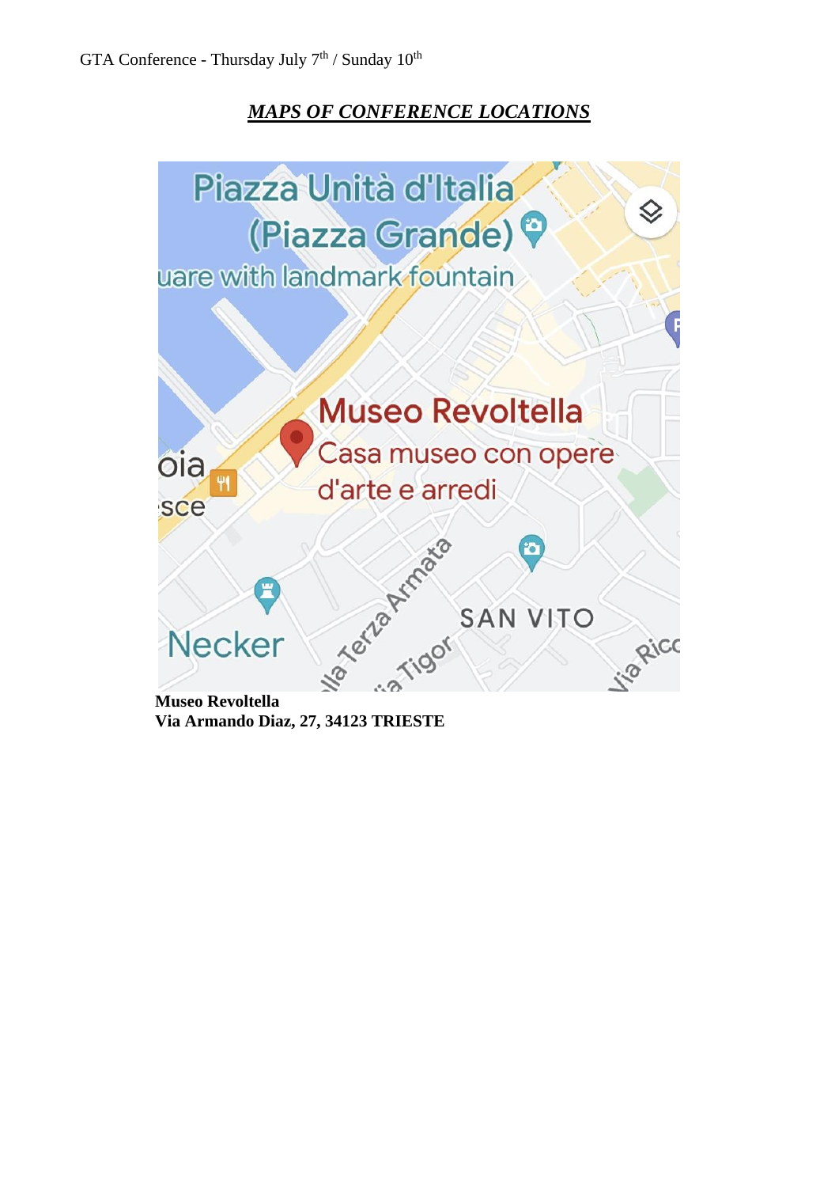GTA Conference - Thursday July 7th / Sunday 10th

## *MAPS OF CONFERENCE LOCATIONS*

**Museo Revoltella**
**Via Armando Diaz, 27, 34123 TRIESTE**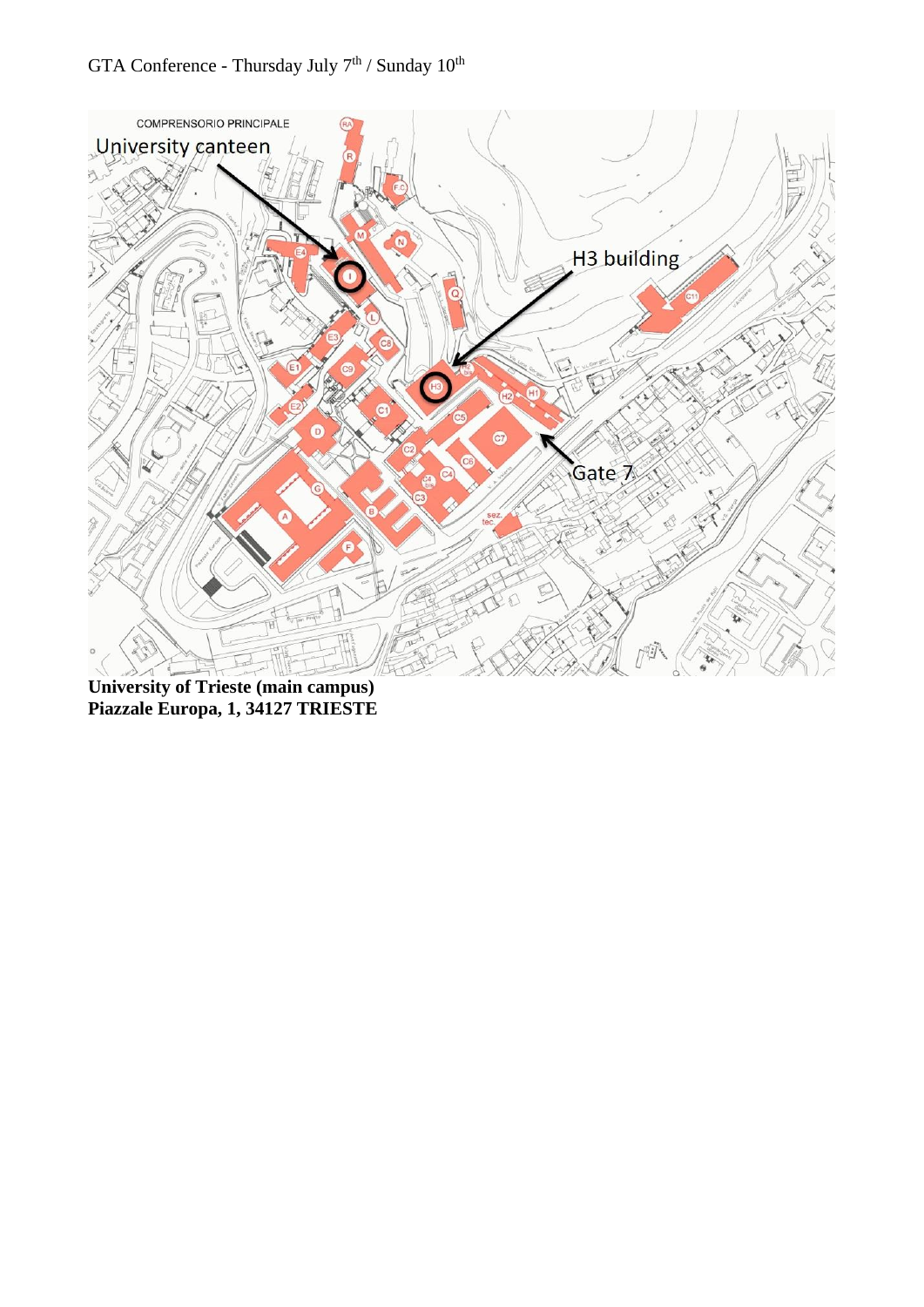COMPRENSORIO PRINCIPALE

University canteen

H3 building

Gate 7

**University of Trieste (main campus)**
**Piazzale Europa, 1, 34127 TRIESTE**